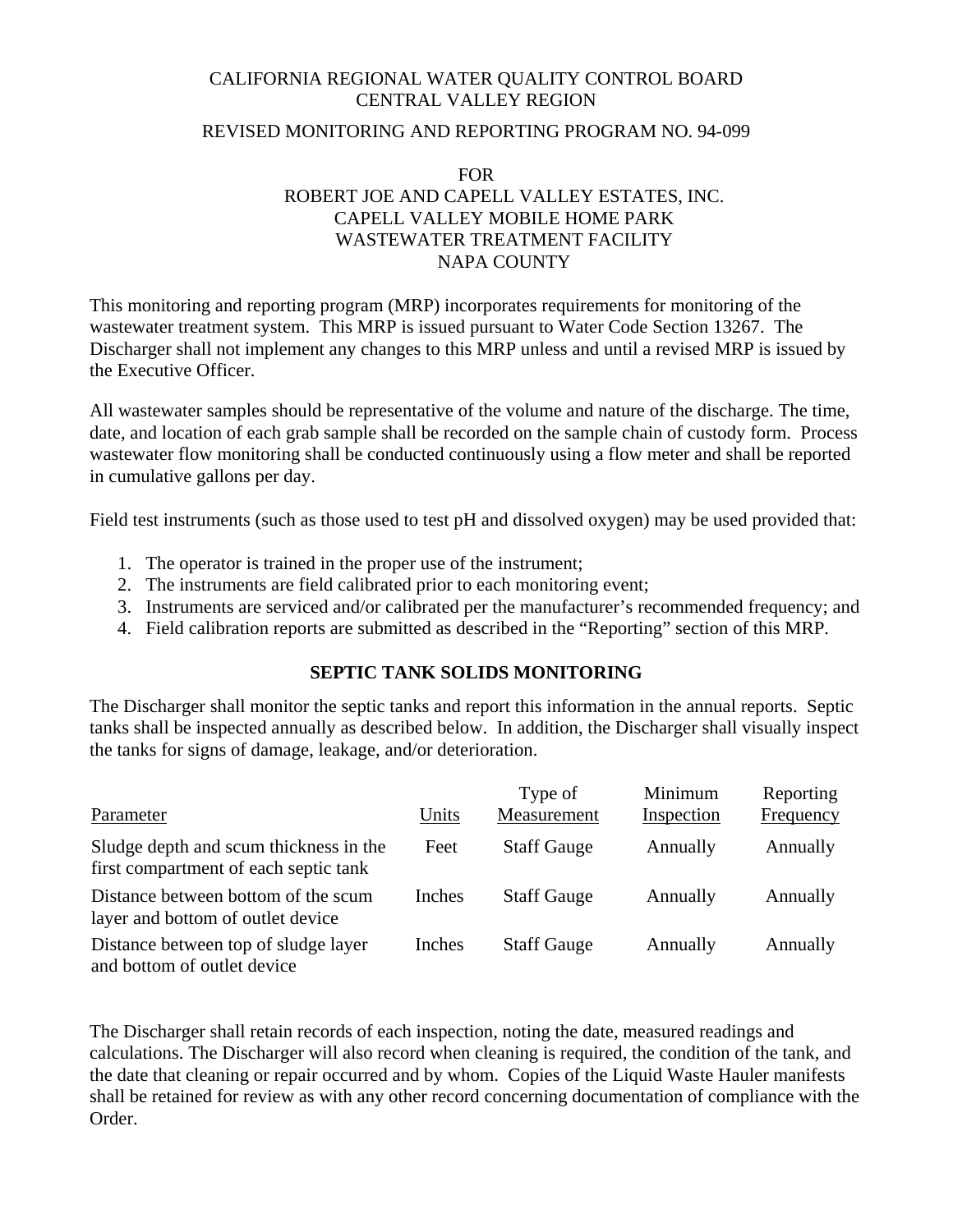CALIFORNIA REGIONAL WATER QUALITY CONTROL BOARD
CENTRAL VALLEY REGION

REVISED MONITORING AND REPORTING PROGRAM NO. 94-099

FOR
ROBERT JOE AND CAPELL VALLEY ESTATES, INC.
CAPELL VALLEY MOBILE HOME PARK
WASTEWATER TREATMENT FACILITY
NAPA COUNTY

This monitoring and reporting program (MRP) incorporates requirements for monitoring of the wastewater treatment system. This MRP is issued pursuant to Water Code Section 13267. The Discharger shall not implement any changes to this MRP unless and until a revised MRP is issued by the Executive Officer.

All wastewater samples should be representative of the volume and nature of the discharge. The time, date, and location of each grab sample shall be recorded on the sample chain of custody form. Process wastewater flow monitoring shall be conducted continuously using a flow meter and shall be reported in cumulative gallons per day.

Field test instruments (such as those used to test pH and dissolved oxygen) may be used provided that:

1. The operator is trained in the proper use of the instrument;
2. The instruments are field calibrated prior to each monitoring event;
3. Instruments are serviced and/or calibrated per the manufacturer's recommended frequency; and
4. Field calibration reports are submitted as described in the "Reporting" section of this MRP.

## SEPTIC TANK SOLIDS MONITORING

The Discharger shall monitor the septic tanks and report this information in the annual reports. Septic tanks shall be inspected annually as described below. In addition, the Discharger shall visually inspect the tanks for signs of damage, leakage, and/or deterioration.

| Parameter | Units | Type of Measurement | Minimum Inspection | Reporting Frequency |
|---|---|---|---|---|
| Sludge depth and scum thickness in the first compartment of each septic tank | Feet | Staff Gauge | Annually | Annually |
| Distance between bottom of the scum layer and bottom of outlet device | Inches | Staff Gauge | Annually | Annually |
| Distance between top of sludge layer and bottom of outlet device | Inches | Staff Gauge | Annually | Annually |

The Discharger shall retain records of each inspection, noting the date, measured readings and calculations. The Discharger will also record when cleaning is required, the condition of the tank, and the date that cleaning or repair occurred and by whom. Copies of the Liquid Waste Hauler manifests shall be retained for review as with any other record concerning documentation of compliance with the Order.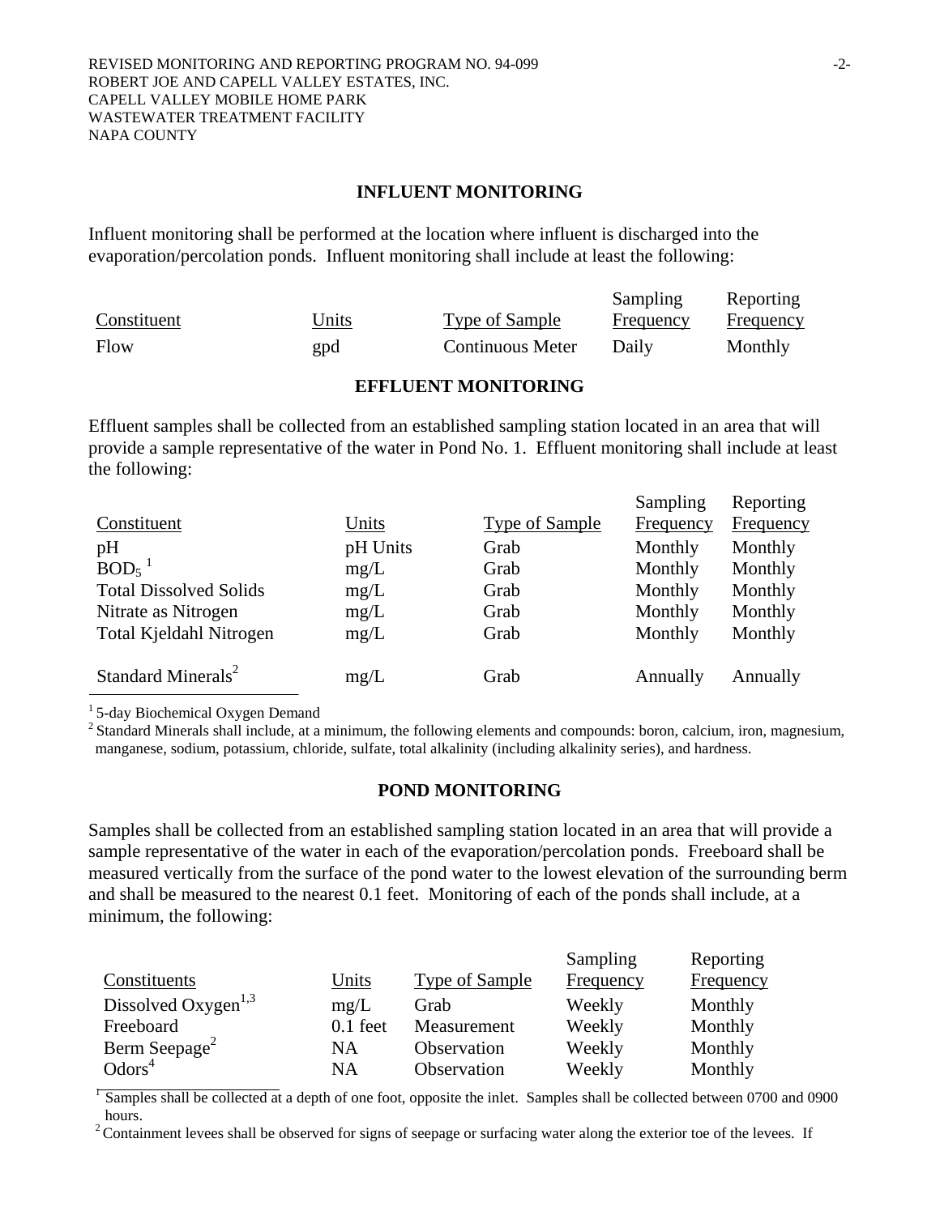## INFLUENT MONITORING

Influent monitoring shall be performed at the location where influent is discharged into the evaporation/percolation ponds. Influent monitoring shall include at least the following:

| Constituent | Units | Type of Sample | Sampling Frequency | Reporting Frequency |
|---|---|---|---|---|
| Flow | gpd | Continuous Meter | Daily | Monthly |

## EFFLUENT MONITORING

Effluent samples shall be collected from an established sampling station located in an area that will provide a sample representative of the water in Pond No. 1. Effluent monitoring shall include at least the following:

| Constituent | Units | Type of Sample | Sampling Frequency | Reporting Frequency |
|---|---|---|---|---|
| pH | pH Units | Grab | Monthly | Monthly |
| $BOD_5$ [1] | mg/L | Grab | Monthly | Monthly |
| Total Dissolved Solids | mg/L | Grab | Monthly | Monthly |
| Nitrate as Nitrogen | mg/L | Grab | Monthly | Monthly |
| Total Kjeldahl Nitrogen | mg/L | Grab | Monthly | Monthly |
| Standard Minerals[2] | mg/L | Grab | Annually | Annually |

[1] 5-day Biochemical Oxygen Demand

[2] Standard Minerals shall include, at a minimum, the following elements and compounds: boron, calcium, iron, magnesium, manganese, sodium, potassium, chloride, sulfate, total alkalinity (including alkalinity series), and hardness.

## POND MONITORING

Samples shall be collected from an established sampling station located in an area that will provide a sample representative of the water in each of the evaporation/percolation ponds. Freeboard shall be measured vertically from the surface of the pond water to the lowest elevation of the surrounding berm and shall be measured to the nearest 0.1 feet. Monitoring of each of the ponds shall include, at a minimum, the following:

| Constituents | Units | Type of Sample | Sampling Frequency | Reporting Frequency |
|---|---|---|---|---|
| Dissolved Oxygen[1,3] | mg/L | Grab | Weekly | Monthly |
| Freeboard | 0.1 feet | Measurement | Weekly | Monthly |
| Berm Seepage[2] | NA | Observation | Weekly | Monthly |
| Odors[4] | NA | Observation | Weekly | Monthly |

[1] Samples shall be collected at a depth of one foot, opposite the inlet. Samples shall be collected between 0700 and 0900 hours.

[2] Containment levees shall be observed for signs of seepage or surfacing water along the exterior toe of the levees. If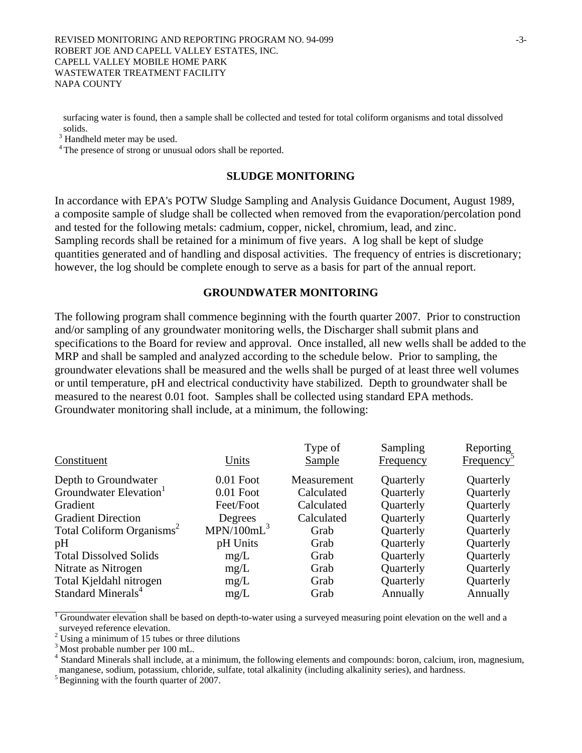surfacing water is found, then a sample shall be collected and tested for total coliform organisms and total dissolved solids.

[3] Handheld meter may be used.

[4] The presence of strong or unusual odors shall be reported.

## SLUDGE MONITORING

In accordance with EPA's POTW Sludge Sampling and Analysis Guidance Document, August 1989, a composite sample of sludge shall be collected when removed from the evaporation/percolation pond and tested for the following metals: cadmium, copper, nickel, chromium, lead, and zinc. Sampling records shall be retained for a minimum of five years. A log shall be kept of sludge quantities generated and of handling and disposal activities. The frequency of entries is discretionary; however, the log should be complete enough to serve as a basis for part of the annual report.

## GROUNDWATER MONITORING

The following program shall commence beginning with the fourth quarter 2007. Prior to construction and/or sampling of any groundwater monitoring wells, the Discharger shall submit plans and specifications to the Board for review and approval. Once installed, all new wells shall be added to the MRP and shall be sampled and analyzed according to the schedule below. Prior to sampling, the groundwater elevations shall be measured and the wells shall be purged of at least three well volumes or until temperature, pH and electrical conductivity have stabilized. Depth to groundwater shall be measured to the nearest 0.01 foot. Samples shall be collected using standard EPA methods. Groundwater monitoring shall include, at a minimum, the following:

| Constituent | Units | Type of Sample | Sampling Frequency | Reporting Frequency[5] |
|---|---|---|---|---|
| Depth to Groundwater | 0.01 Foot | Measurement | Quarterly | Quarterly |
| Groundwater Elevation[1] | 0.01 Foot | Calculated | Quarterly | Quarterly |
| Gradient | Feet/Foot | Calculated | Quarterly | Quarterly |
| Gradient Direction | Degrees | Calculated | Quarterly | Quarterly |
| Total Coliform Organisms[2] | MPN/100mL[3] | Grab | Quarterly | Quarterly |
| pH | pH Units | Grab | Quarterly | Quarterly |
| Total Dissolved Solids | mg/L | Grab | Quarterly | Quarterly |
| Nitrate as Nitrogen | mg/L | Grab | Quarterly | Quarterly |
| Total Kjeldahl nitrogen | mg/L | Grab | Quarterly | Quarterly |
| Standard Minerals[4] | mg/L | Grab | Annually | Annually |

[1] Groundwater elevation shall be based on depth-to-water using a surveyed measuring point elevation on the well and a surveyed reference elevation.

[2] Using a minimum of 15 tubes or three dilutions

[3] Most probable number per 100 mL.

[4] Standard Minerals shall include, at a minimum, the following elements and compounds: boron, calcium, iron, magnesium, manganese, sodium, potassium, chloride, sulfate, total alkalinity (including alkalinity series), and hardness.

[5] Beginning with the fourth quarter of 2007.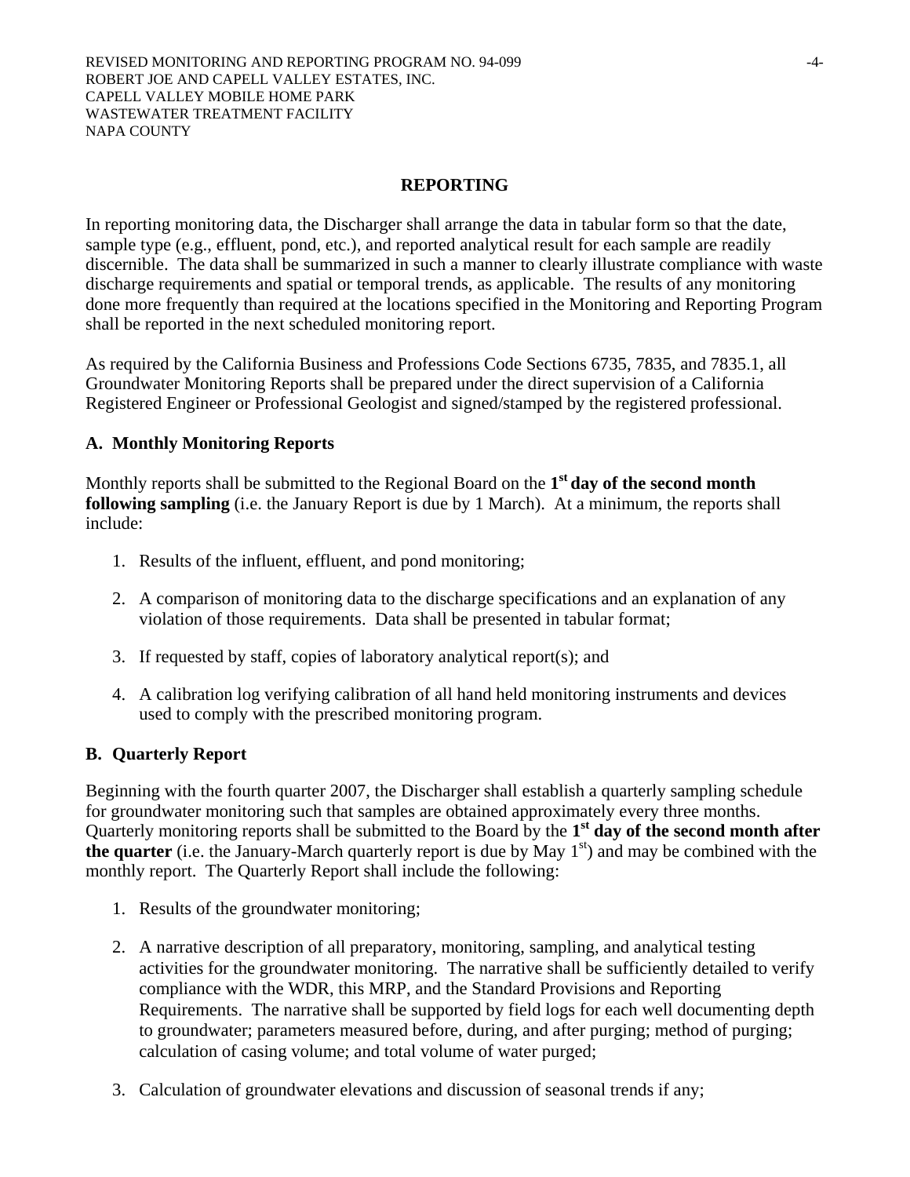## REPORTING

In reporting monitoring data, the Discharger shall arrange the data in tabular form so that the date, sample type (e.g., effluent, pond, etc.), and reported analytical result for each sample are readily discernible. The data shall be summarized in such a manner to clearly illustrate compliance with waste discharge requirements and spatial or temporal trends, as applicable. The results of any monitoring done more frequently than required at the locations specified in the Monitoring and Reporting Program shall be reported in the next scheduled monitoring report.

As required by the California Business and Professions Code Sections 6735, 7835, and 7835.1, all Groundwater Monitoring Reports shall be prepared under the direct supervision of a California Registered Engineer or Professional Geologist and signed/stamped by the registered professional.

### A. Monthly Monitoring Reports

Monthly reports shall be submitted to the Regional Board on the **1st day of the second month following sampling** (i.e. the January Report is due by 1 March). At a minimum, the reports shall include:

1. Results of the influent, effluent, and pond monitoring;
2. A comparison of monitoring data to the discharge specifications and an explanation of any violation of those requirements. Data shall be presented in tabular format;
3. If requested by staff, copies of laboratory analytical report(s); and
4. A calibration log verifying calibration of all hand held monitoring instruments and devices used to comply with the prescribed monitoring program.

### B. Quarterly Report

Beginning with the fourth quarter 2007, the Discharger shall establish a quarterly sampling schedule for groundwater monitoring such that samples are obtained approximately every three months. Quarterly monitoring reports shall be submitted to the Board by the **1st day of the second month after the quarter** (i.e. the January-March quarterly report is due by May 1st) and may be combined with the monthly report. The Quarterly Report shall include the following:

1. Results of the groundwater monitoring;
2. A narrative description of all preparatory, monitoring, sampling, and analytical testing activities for the groundwater monitoring. The narrative shall be sufficiently detailed to verify compliance with the WDR, this MRP, and the Standard Provisions and Reporting Requirements. The narrative shall be supported by field logs for each well documenting depth to groundwater; parameters measured before, during, and after purging; method of purging; calculation of casing volume; and total volume of water purged;
3. Calculation of groundwater elevations and discussion of seasonal trends if any;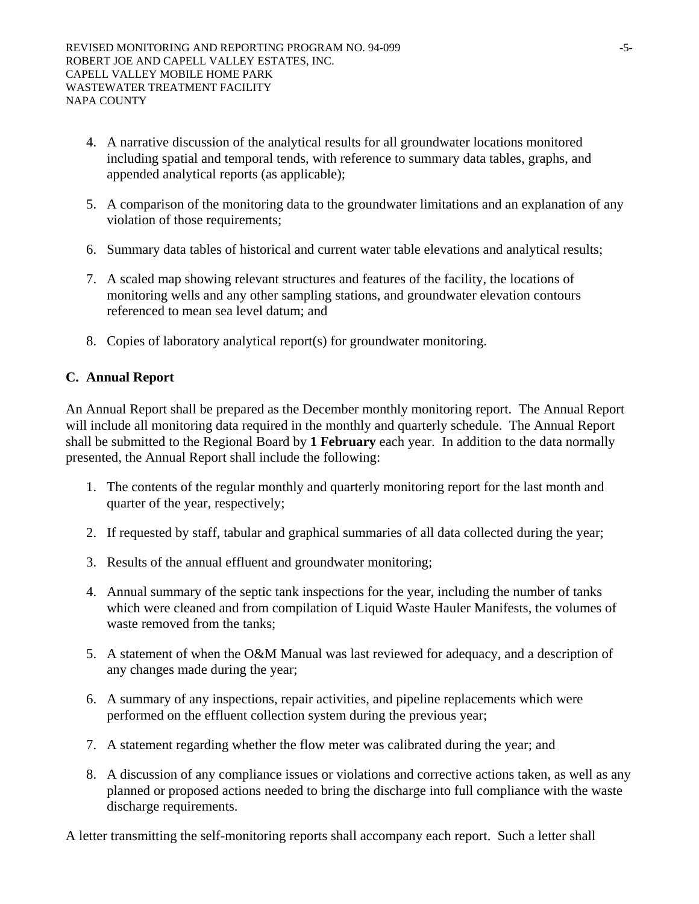4. A narrative discussion of the analytical results for all groundwater locations monitored including spatial and temporal tends, with reference to summary data tables, graphs, and appended analytical reports (as applicable);

5. A comparison of the monitoring data to the groundwater limitations and an explanation of any violation of those requirements;

6. Summary data tables of historical and current water table elevations and analytical results;

7. A scaled map showing relevant structures and features of the facility, the locations of monitoring wells and any other sampling stations, and groundwater elevation contours referenced to mean sea level datum; and

8. Copies of laboratory analytical report(s) for groundwater monitoring.

### C. Annual Report

An Annual Report shall be prepared as the December monthly monitoring report. The Annual Report will include all monitoring data required in the monthly and quarterly schedule. The Annual Report shall be submitted to the Regional Board by **1 February** each year. In addition to the data normally presented, the Annual Report shall include the following:

1. The contents of the regular monthly and quarterly monitoring report for the last month and quarter of the year, respectively;

2. If requested by staff, tabular and graphical summaries of all data collected during the year;

3. Results of the annual effluent and groundwater monitoring;

4. Annual summary of the septic tank inspections for the year, including the number of tanks which were cleaned and from compilation of Liquid Waste Hauler Manifests, the volumes of waste removed from the tanks;

5. A statement of when the O&M Manual was last reviewed for adequacy, and a description of any changes made during the year;

6. A summary of any inspections, repair activities, and pipeline replacements which were performed on the effluent collection system during the previous year;

7. A statement regarding whether the flow meter was calibrated during the year; and

8. A discussion of any compliance issues or violations and corrective actions taken, as well as any planned or proposed actions needed to bring the discharge into full compliance with the waste discharge requirements.

A letter transmitting the self-monitoring reports shall accompany each report. Such a letter shall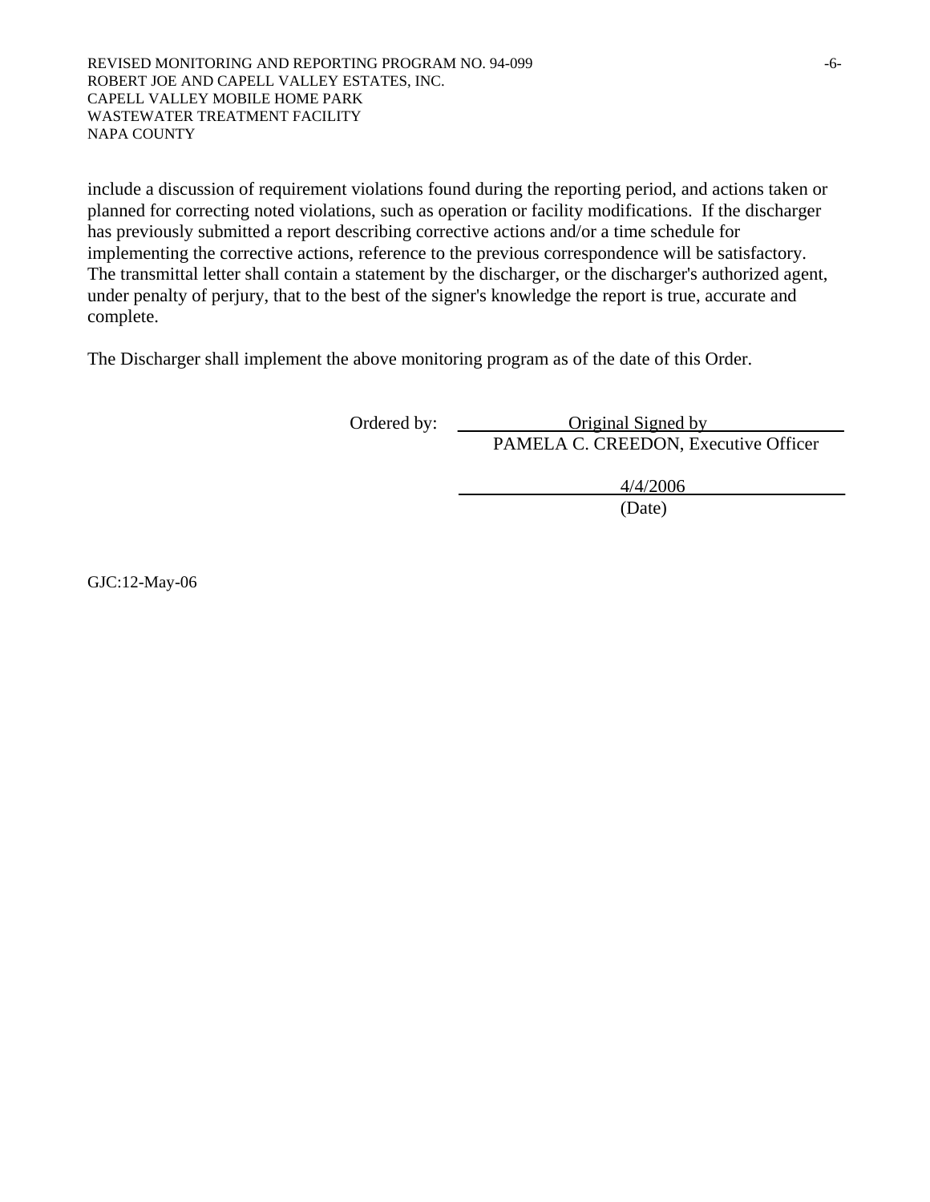include a discussion of requirement violations found during the reporting period, and actions taken or planned for correcting noted violations, such as operation or facility modifications. If the discharger has previously submitted a report describing corrective actions and/or a time schedule for implementing the corrective actions, reference to the previous correspondence will be satisfactory. The transmittal letter shall contain a statement by the discharger, or the discharger's authorized agent, under penalty of perjury, that to the best of the signer's knowledge the report is true, accurate and complete.

The Discharger shall implement the above monitoring program as of the date of this Order.

Ordered by: Original Signed by
PAMELA C. CREEDON, Executive Officer

4/4/2006
(Date)

GJC:12-May-06